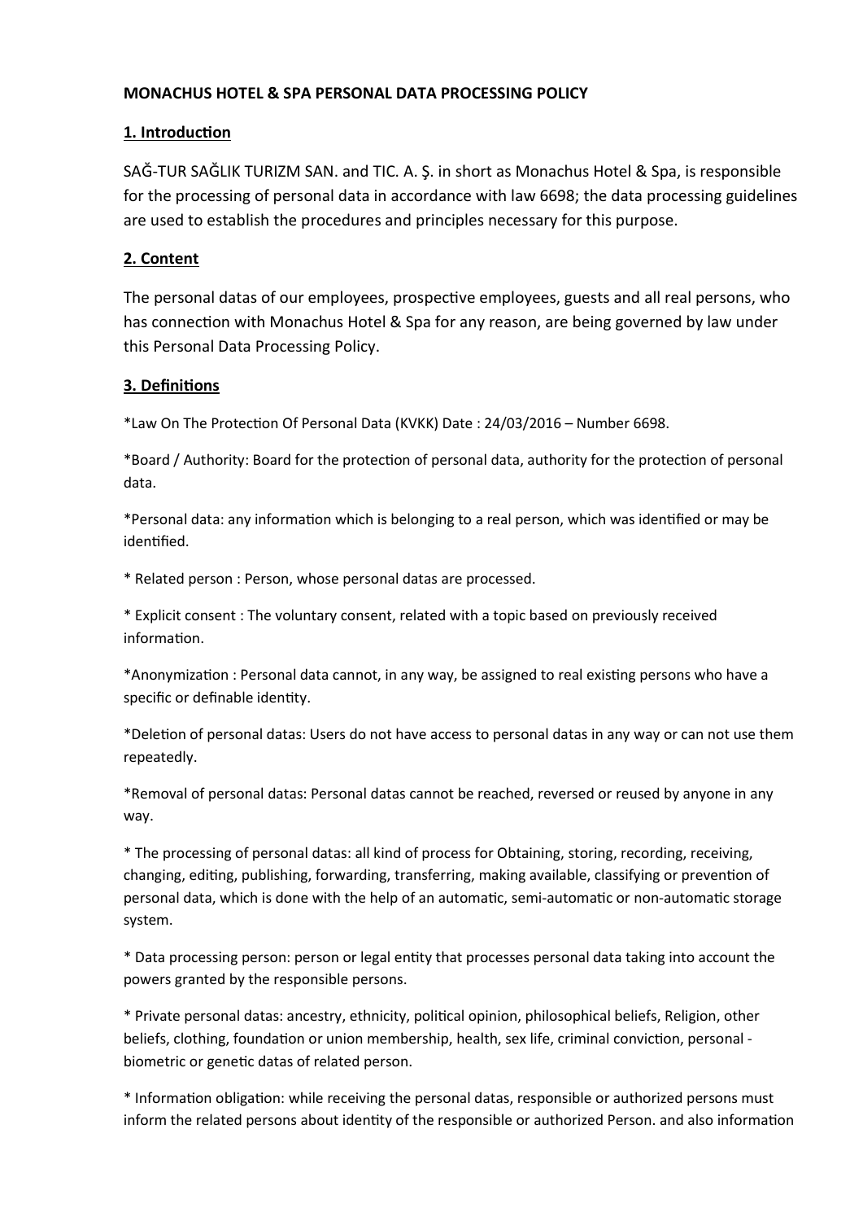**MONACHUS HOTEL & SPA PERSONAL DATA PROCESSING POLICY**

## 1. Introduction

SAĞ-TUR SAĞLIK TURIZM SAN. and TIC. A. Ş. in short as Monachus Hotel & Spa, is responsible for the processing of personal data in accordance with law 6698; the data processing guidelines are used to establish the procedures and principles necessary for this purpose.

## 2. Content

The personal datas of our employees, prospective employees, guests and all real persons, who has connection with Monachus Hotel & Spa for any reason, are being governed by law under this Personal Data Processing Policy.

## 3. Definitions

*Law On The Protection Of Personal Data (KVKK) Date : 24/03/2016 – Number 6698.

*Board / Authority: Board for the protection of personal data, authority for the protection of personal data.

*Personal data: any information which is belonging to a real person, which was identified or may be identified.

* Related person : Person, whose personal datas are processed.

* Explicit consent : The voluntary consent, related with a topic based on previously received information.

*Anonymization : Personal data cannot, in any way, be assigned to real existing persons who have a specific or definable identity.

*Deletion of personal datas: Users do not have access to personal datas in any way or can not use them repeatedly.

*Removal of personal datas: Personal datas cannot be reached, reversed or reused by anyone in any way.

* The processing of personal datas: all kind of process for Obtaining, storing, recording, receiving, changing, editing, publishing, forwarding, transferring, making available, classifying or prevention of personal data, which is done with the help of an automatic, semi-automatic or non-automatic storage system.

* Data processing person: person or legal entity that processes personal data taking into account the powers granted by the responsible persons.

* Private personal datas: ancestry, ethnicity, political opinion, philosophical beliefs, Religion, other beliefs, clothing, foundation or union membership, health, sex life, criminal conviction, personal - biometric or genetic datas of related person.

* Information obligation: while receiving the personal datas, responsible or authorized persons must inform the related persons about identity of the responsible or authorized Person. and also information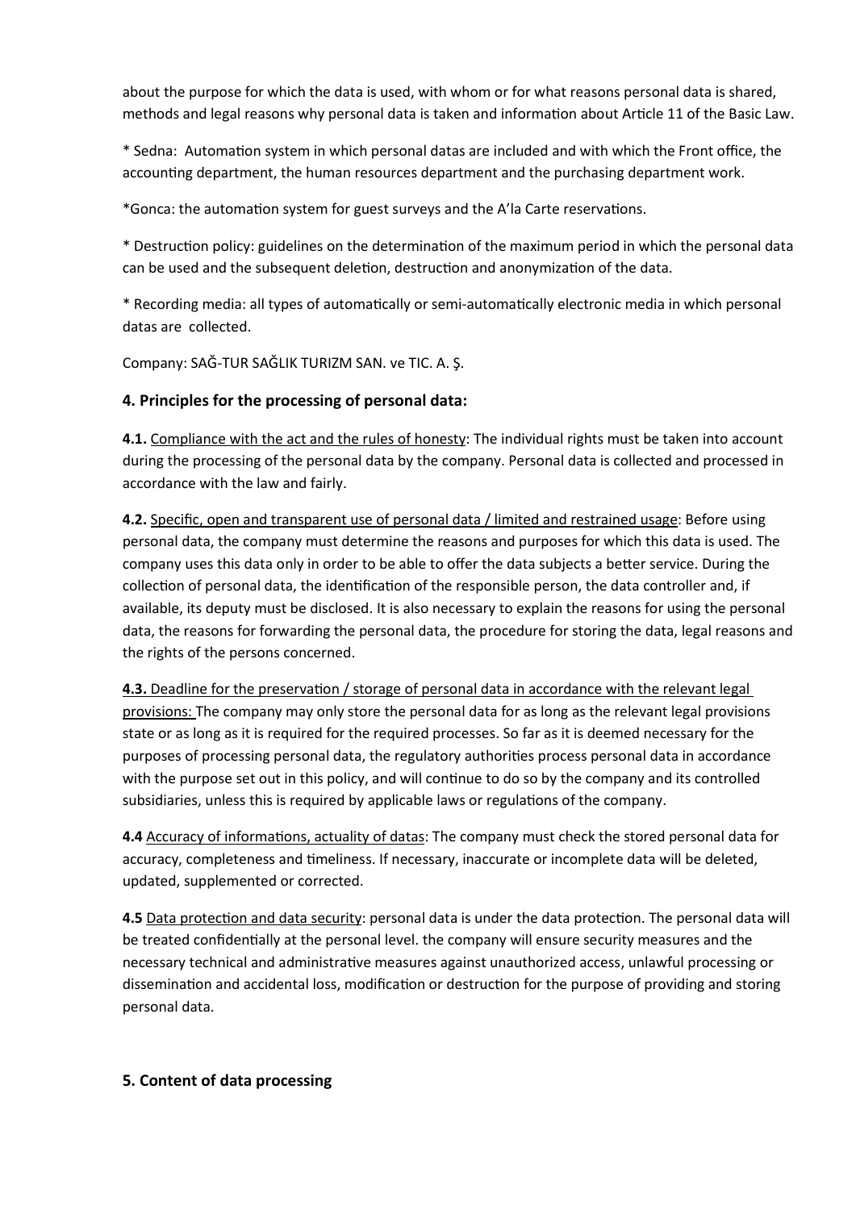about the purpose for which the data is used, with whom or for what reasons personal data is shared, methods and legal reasons why personal data is taken and information about Article 11 of the Basic Law.

* Sedna: Automation system in which personal datas are included and with which the Front office, the accounting department, the human resources department and the purchasing department work.

*Gonca: the automation system for guest surveys and the A'la Carte reservations.

* Destruction policy: guidelines on the determination of the maximum period in which the personal data can be used and the subsequent deletion, destruction and anonymization of the data.

* Recording media: all types of automatically or semi-automatically electronic media in which personal datas are collected.

Company: SAĞ-TUR SAĞLIK TURIZM SAN. ve TIC. A. Ş.

### 4. Principles for the processing of personal data:

**4.1.** Compliance with the act and the rules of honesty: The individual rights must be taken into account during the processing of the personal data by the company. Personal data is collected and processed in accordance with the law and fairly.

**4.2.** Specific, open and transparent use of personal data / limited and restrained usage: Before using personal data, the company must determine the reasons and purposes for which this data is used. The company uses this data only in order to be able to offer the data subjects a better service. During the collection of personal data, the identification of the responsible person, the data controller and, if available, its deputy must be disclosed. It is also necessary to explain the reasons for using the personal data, the reasons for forwarding the personal data, the procedure for storing the data, legal reasons and the rights of the persons concerned.

**4.3.** Deadline for the preservation / storage of personal data in accordance with the relevant legal provisions: The company may only store the personal data for as long as the relevant legal provisions state or as long as it is required for the required processes. So far as it is deemed necessary for the purposes of processing personal data, the regulatory authorities process personal data in accordance with the purpose set out in this policy, and will continue to do so by the company and its controlled subsidiaries, unless this is required by applicable laws or regulations of the company.

**4.4** Accuracy of informations, actuality of datas: The company must check the stored personal data for accuracy, completeness and timeliness. If necessary, inaccurate or incomplete data will be deleted, updated, supplemented or corrected.

**4.5** Data protection and data security: personal data is under the data protection. The personal data will be treated confidentially at the personal level. the company will ensure security measures and the necessary technical and administrative measures against unauthorized access, unlawful processing or dissemination and accidental loss, modification or destruction for the purpose of providing and storing personal data.

### 5. Content of data processing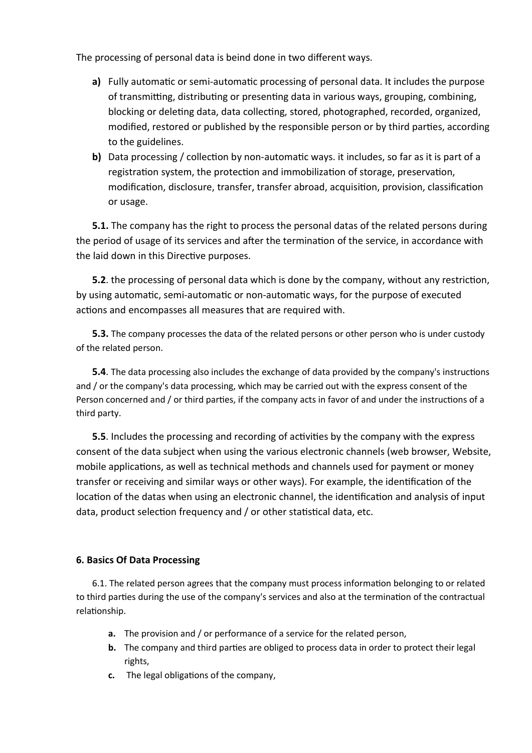The processing of personal data is beind done in two different ways.

- **a)** Fully automatic or semi-automatic processing of personal data. It includes the purpose of transmitting, distributing or presenting data in various ways, grouping, combining, blocking or deleting data, data collecting, stored, photographed, recorded, organized, modified, restored or published by the responsible person or by third parties, according to the guidelines.
- **b)** Data processing / collection by non-automatic ways. it includes, so far as it is part of a registration system, the protection and immobilization of storage, preservation, modification, disclosure, transfer, transfer abroad, acquisition, provision, classification or usage.

**5.1.** The company has the right to process the personal datas of the related persons during the period of usage of its services and after the termination of the service, in accordance with the laid down in this Directive purposes.

**5.2**. the processing of personal data which is done by the company, without any restriction, by using automatic, semi-automatic or non-automatic ways, for the purpose of executed actions and encompasses all measures that are required with.

**5.3.** The company processes the data of the related persons or other person who is under custody of the related person.

**5.4**. The data processing also includes the exchange of data provided by the company's instructions and / or the company's data processing, which may be carried out with the express consent of the Person concerned and / or third parties, if the company acts in favor of and under the instructions of a third party.

**5.5**. Includes the processing and recording of activities by the company with the express consent of the data subject when using the various electronic channels (web browser, Website, mobile applications, as well as technical methods and channels used for payment or money transfer or receiving and similar ways or other ways). For example, the identification of the location of the datas when using an electronic channel, the identification and analysis of input data, product selection frequency and / or other statistical data, etc.

#### 6. Basics Of Data Processing

6.1. The related person agrees that the company must process information belonging to or related to third parties during the use of the company's services and also at the termination of the contractual relationship.

- **a.** The provision and / or performance of a service for the related person,
- **b.** The company and third parties are obliged to process data in order to protect their legal rights,
- **c.** The legal obligations of the company,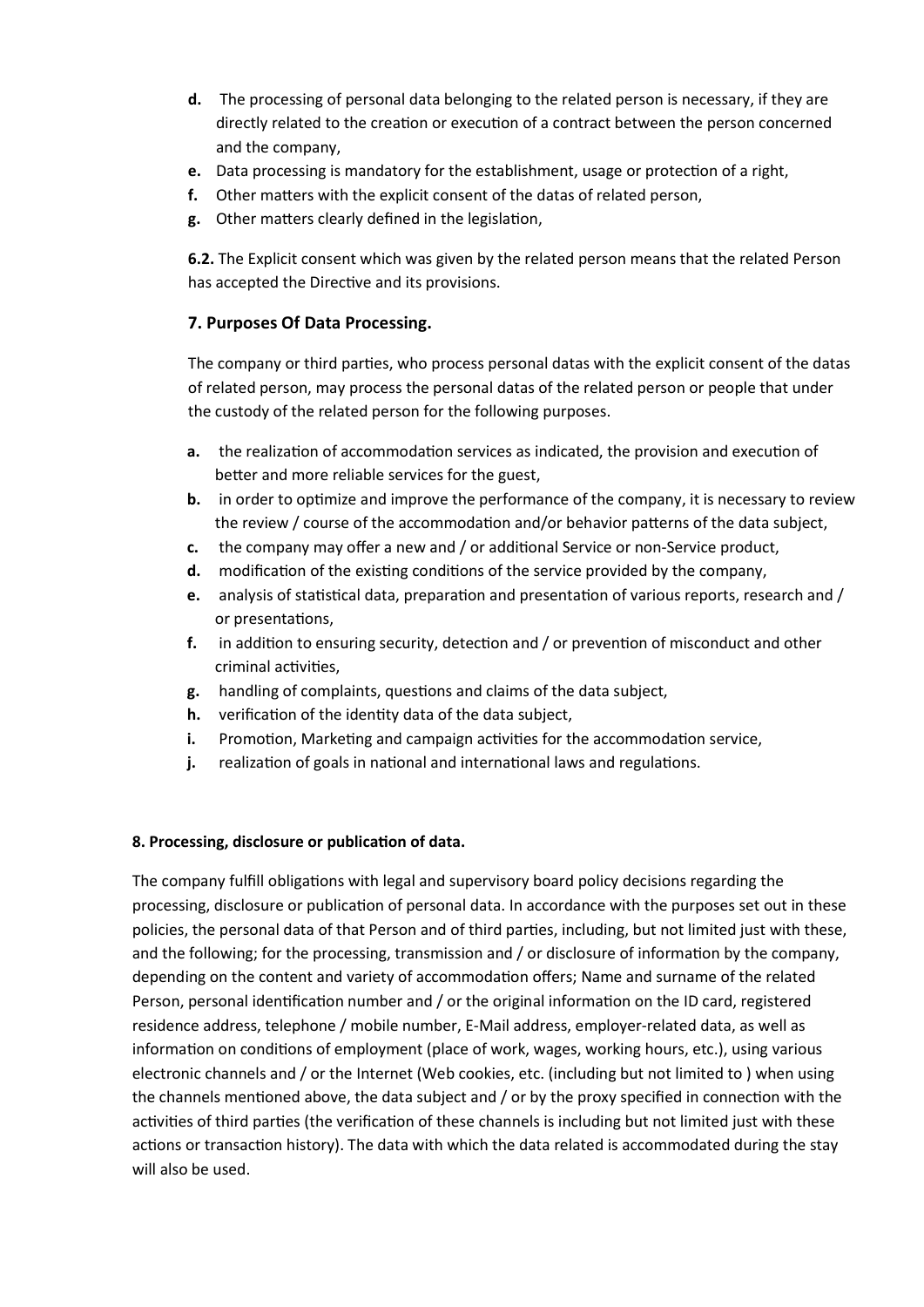- **d.** The processing of personal data belonging to the related person is necessary, if they are directly related to the creation or execution of a contract between the person concerned and the company,
- **e.** Data processing is mandatory for the establishment, usage or protection of a right,
- **f.** Other matters with the explicit consent of the datas of related person,
- **g.** Other matters clearly defined in the legislation,

**6.2.** The Explicit consent which was given by the related person means that the related Person has accepted the Directive and its provisions.

### 7. Purposes Of Data Processing.

The company or third parties, who process personal datas with the explicit consent of the datas of related person, may process the personal datas of the related person or people that under the custody of the related person for the following purposes.

- **a.** the realization of accommodation services as indicated, the provision and execution of better and more reliable services for the guest,
- **b.** in order to optimize and improve the performance of the company, it is necessary to review the review / course of the accommodation and/or behavior patterns of the data subject,
- **c.** the company may offer a new and / or additional Service or non-Service product,
- **d.** modification of the existing conditions of the service provided by the company,
- **e.** analysis of statistical data, preparation and presentation of various reports, research and / or presentations,
- **f.** in addition to ensuring security, detection and / or prevention of misconduct and other criminal activities,
- **g.** handling of complaints, questions and claims of the data subject,
- **h.** verification of the identity data of the data subject,
- **i.** Promotion, Marketing and campaign activities for the accommodation service,
- **j.** realization of goals in national and international laws and regulations.

**8. Processing, disclosure or publication of data.**

The company fulfill obligations with legal and supervisory board policy decisions regarding the processing, disclosure or publication of personal data. In accordance with the purposes set out in these policies, the personal data of that Person and of third parties, including, but not limited just with these, and the following; for the processing, transmission and / or disclosure of information by the company, depending on the content and variety of accommodation offers; Name and surname of the related Person, personal identification number and / or the original information on the ID card, registered residence address, telephone / mobile number, E-Mail address, employer-related data, as well as information on conditions of employment (place of work, wages, working hours, etc.), using various electronic channels and / or the Internet (Web cookies, etc. (including but not limited to ) when using the channels mentioned above, the data subject and / or by the proxy specified in connection with the activities of third parties (the verification of these channels is including but not limited just with these actions or transaction history). The data with which the data related is accommodated during the stay will also be used.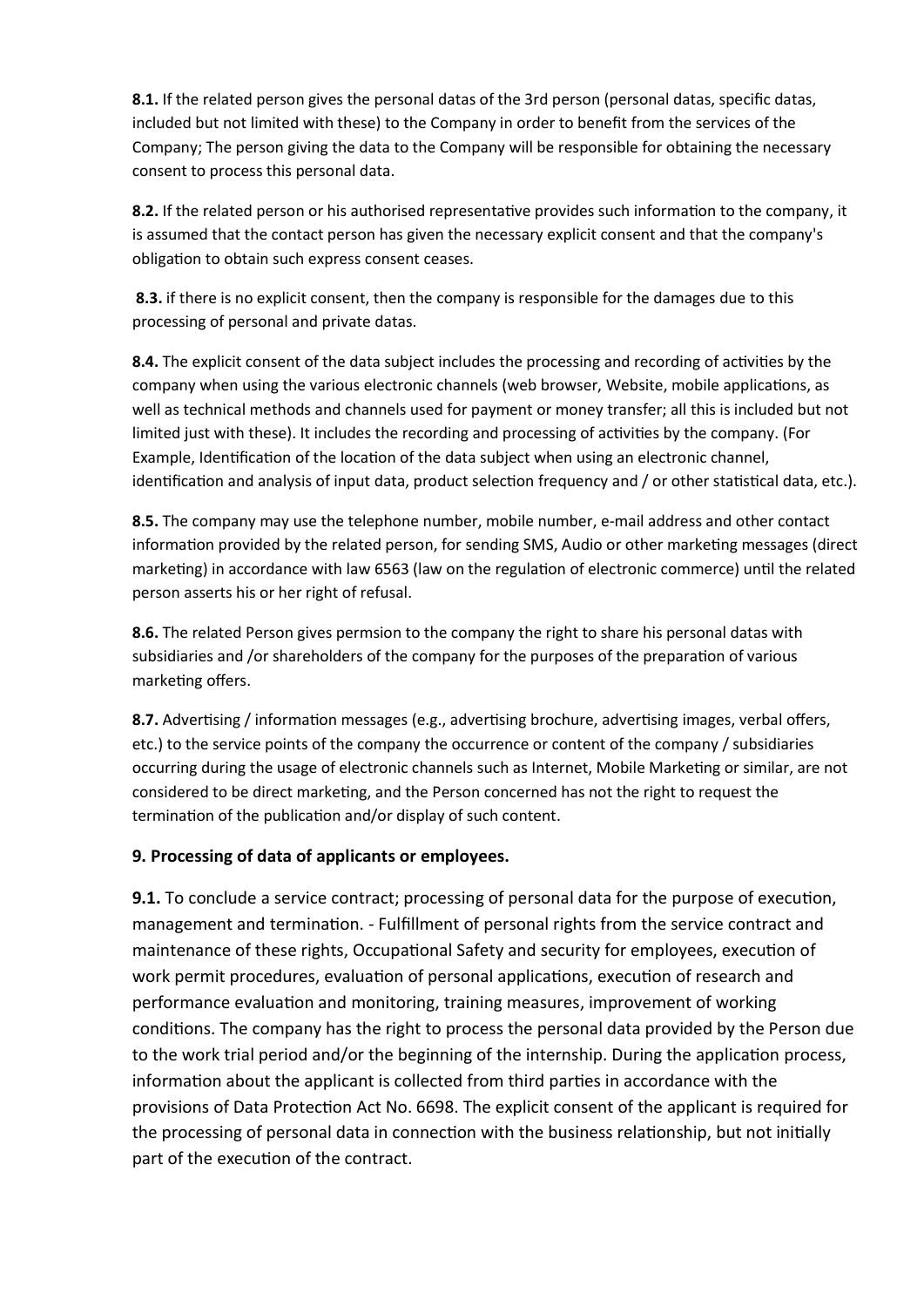**8.1.** If the related person gives the personal datas of the 3rd person (personal datas, specific datas, included but not limited with these) to the Company in order to benefit from the services of the Company; The person giving the data to the Company will be responsible for obtaining the necessary consent to process this personal data.

**8.2.** If the related person or his authorised representative provides such information to the company, it is assumed that the contact person has given the necessary explicit consent and that the company's obligation to obtain such express consent ceases.

**8.3.** if there is no explicit consent, then the company is responsible for the damages due to this processing of personal and private datas.

**8.4.** The explicit consent of the data subject includes the processing and recording of activities by the company when using the various electronic channels (web browser, Website, mobile applications, as well as technical methods and channels used for payment or money transfer; all this is included but not limited just with these). It includes the recording and processing of activities by the company. (For Example, Identification of the location of the data subject when using an electronic channel, identification and analysis of input data, product selection frequency and / or other statistical data, etc.).

**8.5.** The company may use the telephone number, mobile number, e-mail address and other contact information provided by the related person, for sending SMS, Audio or other marketing messages (direct marketing) in accordance with law 6563 (law on the regulation of electronic commerce) until the related person asserts his or her right of refusal.

**8.6.** The related Person gives permsion to the company the right to share his personal datas with subsidiaries and /or shareholders of the company for the purposes of the preparation of various marketing offers.

**8.7.** Advertising / information messages (e.g., advertising brochure, advertising images, verbal offers, etc.) to the service points of the company the occurrence or content of the company / subsidiaries occurring during the usage of electronic channels such as Internet, Mobile Marketing or similar, are not considered to be direct marketing, and the Person concerned has not the right to request the termination of the publication and/or display of such content.

## 9. Processing of data of applicants or employees.

**9.1.** To conclude a service contract; processing of personal data for the purpose of execution, management and termination. - Fulfillment of personal rights from the service contract and maintenance of these rights, Occupational Safety and security for employees, execution of work permit procedures, evaluation of personal applications, execution of research and performance evaluation and monitoring, training measures, improvement of working conditions. The company has the right to process the personal data provided by the Person due to the work trial period and/or the beginning of the internship. During the application process, information about the applicant is collected from third parties in accordance with the provisions of Data Protection Act No. 6698. The explicit consent of the applicant is required for the processing of personal data in connection with the business relationship, but not initially part of the execution of the contract.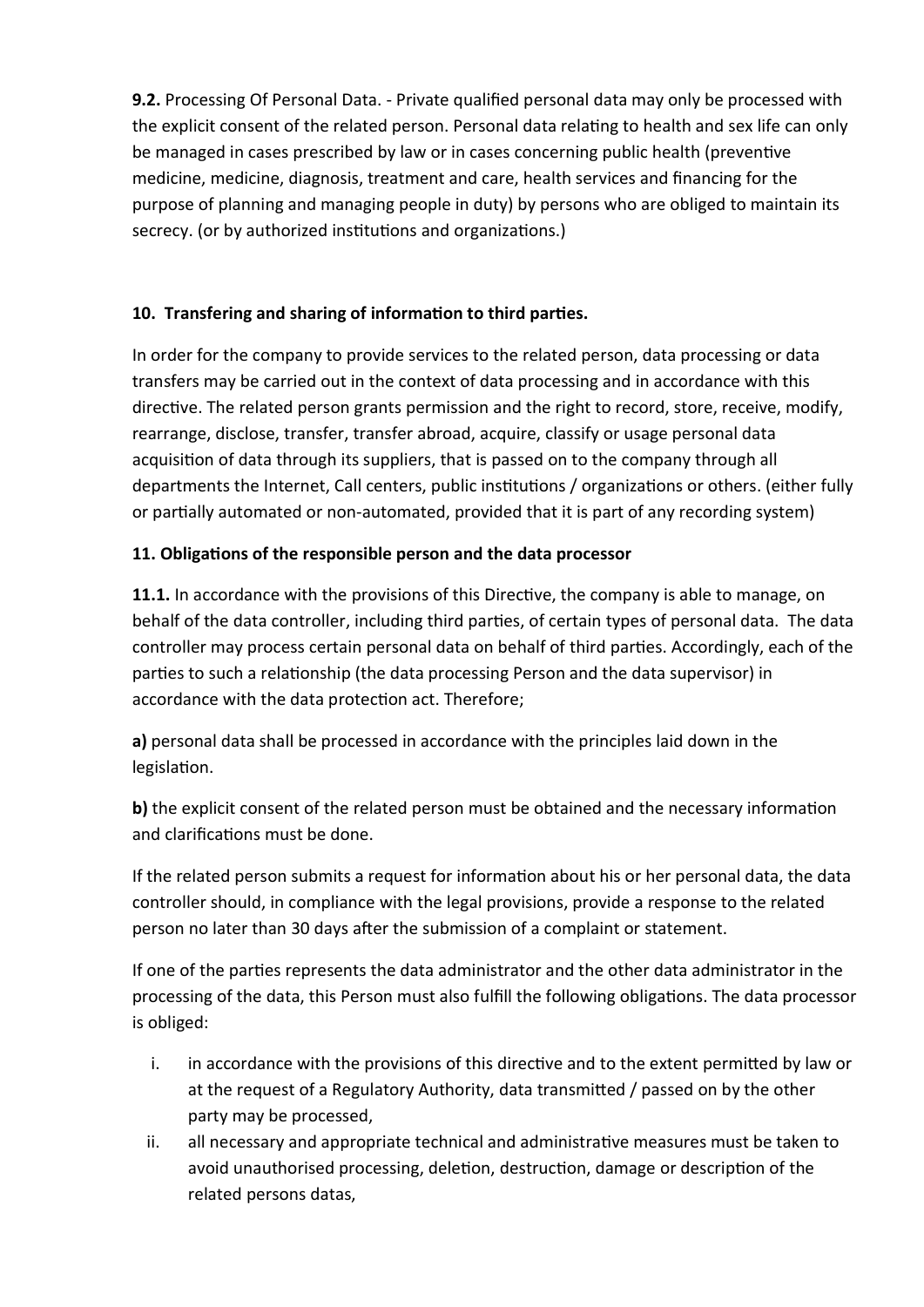**9.2.** Processing Of Personal Data. - Private qualified personal data may only be processed with the explicit consent of the related person. Personal data relating to health and sex life can only be managed in cases prescribed by law or in cases concerning public health (preventive medicine, medicine, diagnosis, treatment and care, health services and financing for the purpose of planning and managing people in duty) by persons who are obliged to maintain its secrecy. (or by authorized institutions and organizations.)

**10. Transfering and sharing of information to third parties.**

In order for the company to provide services to the related person, data processing or data transfers may be carried out in the context of data processing and in accordance with this directive. The related person grants permission and the right to record, store, receive, modify, rearrange, disclose, transfer, transfer abroad, acquire, classify or usage personal data acquisition of data through its suppliers, that is passed on to the company through all departments the Internet, Call centers, public institutions / organizations or others. (either fully or partially automated or non-automated, provided that it is part of any recording system)

**11. Obligations of the responsible person and the data processor**

**11.1.** In accordance with the provisions of this Directive, the company is able to manage, on behalf of the data controller, including third parties, of certain types of personal data. The data controller may process certain personal data on behalf of third parties. Accordingly, each of the parties to such a relationship (the data processing Person and the data supervisor) in accordance with the data protection act. Therefore;

**a)** personal data shall be processed in accordance with the principles laid down in the legislation.

**b)** the explicit consent of the related person must be obtained and the necessary information and clarifications must be done.

If the related person submits a request for information about his or her personal data, the data controller should, in compliance with the legal provisions, provide a response to the related person no later than 30 days after the submission of a complaint or statement.

If one of the parties represents the data administrator and the other data administrator in the processing of the data, this Person must also fulfill the following obligations. The data processor is obliged:

i. in accordance with the provisions of this directive and to the extent permitted by law or at the request of a Regulatory Authority, data transmitted / passed on by the other party may be processed,
ii. all necessary and appropriate technical and administrative measures must be taken to avoid unauthorised processing, deletion, destruction, damage or description of the related persons datas,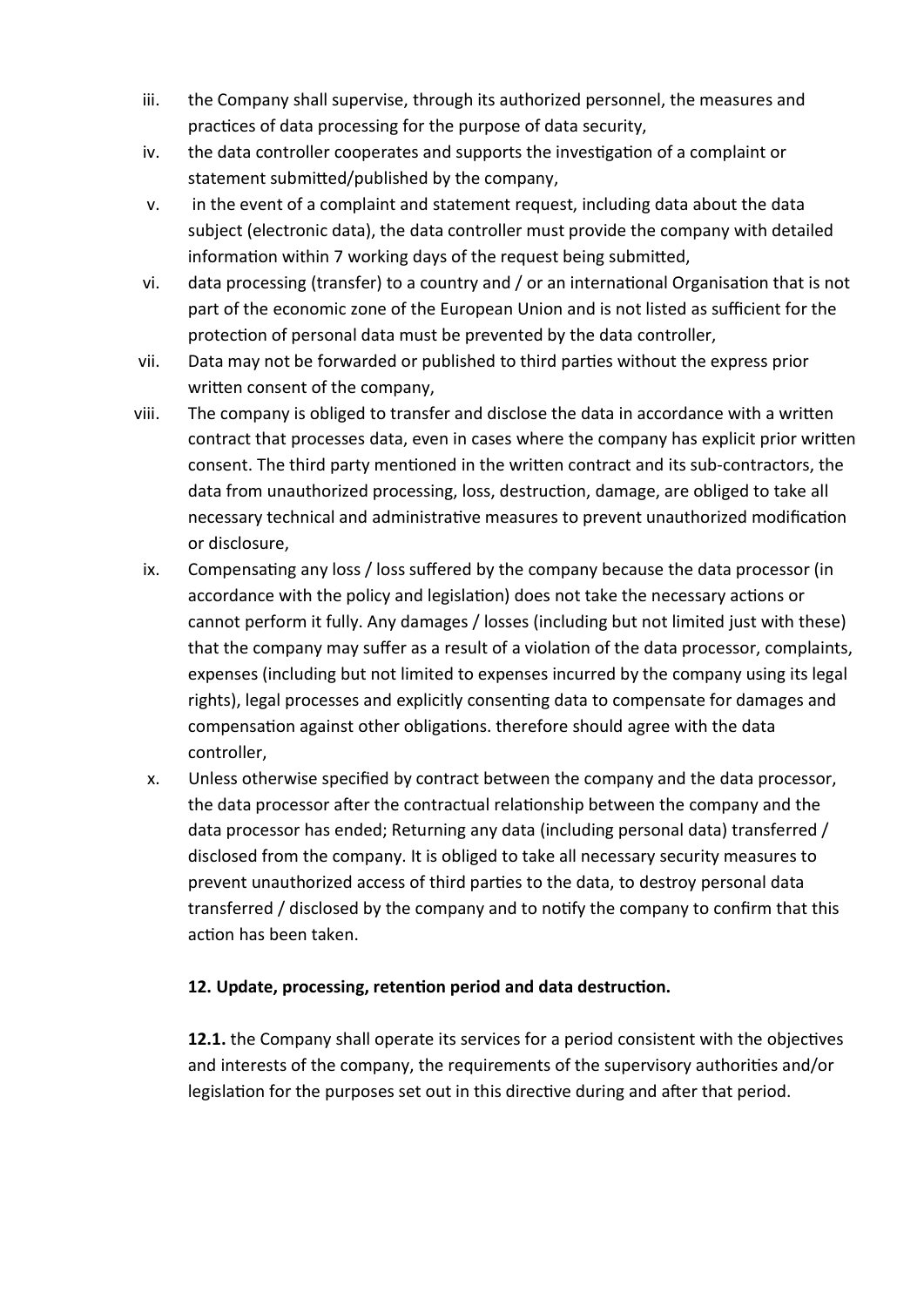iii. the Company shall supervise, through its authorized personnel, the measures and practices of data processing for the purpose of data security,

iv. the data controller cooperates and supports the investigation of a complaint or statement submitted/published by the company,

v. in the event of a complaint and statement request, including data about the data subject (electronic data), the data controller must provide the company with detailed information within 7 working days of the request being submitted,

vi. data processing (transfer) to a country and / or an international Organisation that is not part of the economic zone of the European Union and is not listed as sufficient for the protection of personal data must be prevented by the data controller,

vii. Data may not be forwarded or published to third parties without the express prior written consent of the company,

viii. The company is obliged to transfer and disclose the data in accordance with a written contract that processes data, even in cases where the company has explicit prior written consent. The third party mentioned in the written contract and its sub-contractors, the data from unauthorized processing, loss, destruction, damage, are obliged to take all necessary technical and administrative measures to prevent unauthorized modification or disclosure,

ix. Compensating any loss / loss suffered by the company because the data processor (in accordance with the policy and legislation) does not take the necessary actions or cannot perform it fully. Any damages / losses (including but not limited just with these) that the company may suffer as a result of a violation of the data processor, complaints, expenses (including but not limited to expenses incurred by the company using its legal rights), legal processes and explicitly consenting data to compensate for damages and compensation against other obligations. therefore should agree with the data controller,

x. Unless otherwise specified by contract between the company and the data processor, the data processor after the contractual relationship between the company and the data processor has ended; Returning any data (including personal data) transferred / disclosed from the company. It is obliged to take all necessary security measures to prevent unauthorized access of third parties to the data, to destroy personal data transferred / disclosed by the company and to notify the company to confirm that this action has been taken.

**12. Update, processing, retention period and data destruction.**

**12.1.** the Company shall operate its services for a period consistent with the objectives and interests of the company, the requirements of the supervisory authorities and/or legislation for the purposes set out in this directive during and after that period.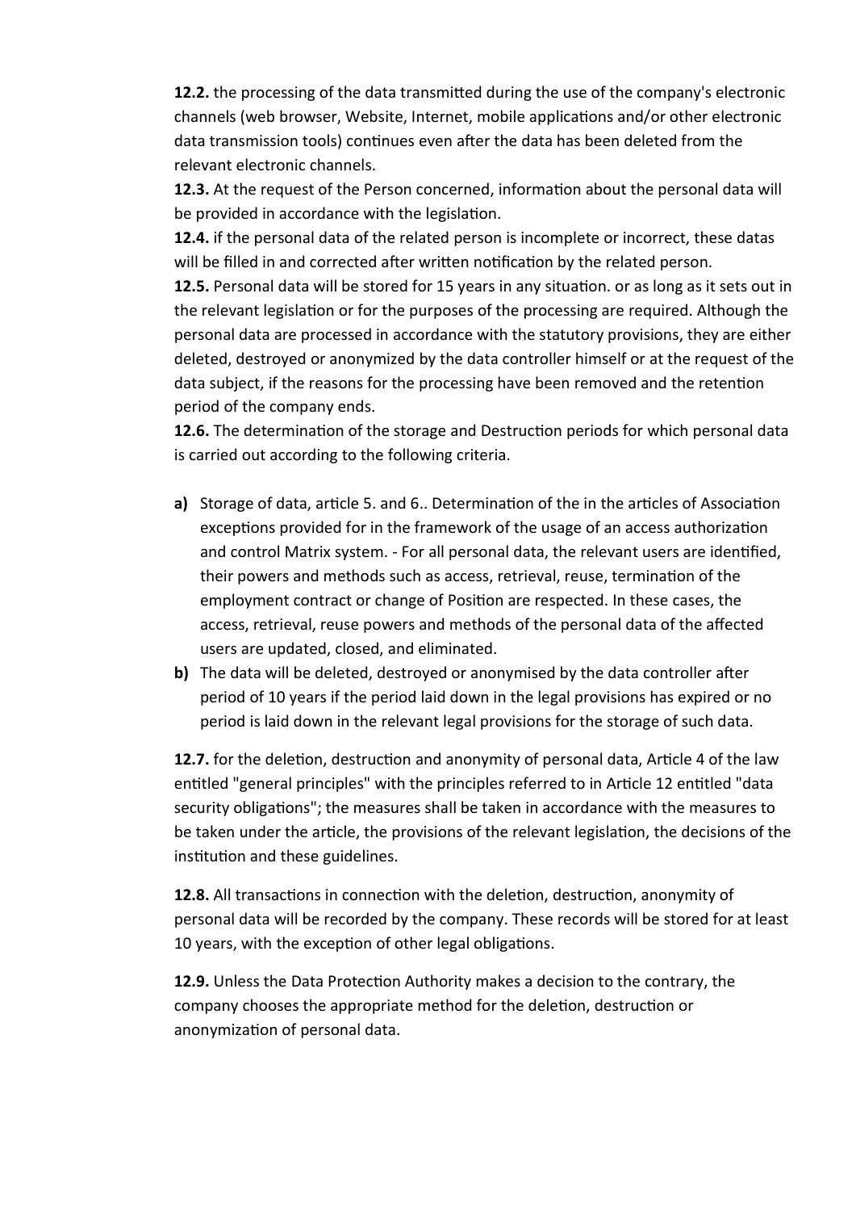**12.2.** the processing of the data transmitted during the use of the company's electronic channels (web browser, Website, Internet, mobile applications and/or other electronic data transmission tools) continues even after the data has been deleted from the relevant electronic channels.

**12.3.** At the request of the Person concerned, information about the personal data will be provided in accordance with the legislation.

**12.4.** if the personal data of the related person is incomplete or incorrect, these datas will be filled in and corrected after written notification by the related person.

**12.5.** Personal data will be stored for 15 years in any situation. or as long as it sets out in the relevant legislation or for the purposes of the processing are required. Although the personal data are processed in accordance with the statutory provisions, they are either deleted, destroyed or anonymized by the data controller himself or at the request of the data subject, if the reasons for the processing have been removed and the retention period of the company ends.

**12.6.** The determination of the storage and Destruction periods for which personal data is carried out according to the following criteria.

- **a)** Storage of data, article 5. and 6.. Determination of the in the articles of Association exceptions provided for in the framework of the usage of an access authorization and control Matrix system. - For all personal data, the relevant users are identified, their powers and methods such as access, retrieval, reuse, termination of the employment contract or change of Position are respected. In these cases, the access, retrieval, reuse powers and methods of the personal data of the affected users are updated, closed, and eliminated.
- **b)** The data will be deleted, destroyed or anonymised by the data controller after period of 10 years if the period laid down in the legal provisions has expired or no period is laid down in the relevant legal provisions for the storage of such data.

**12.7.** for the deletion, destruction and anonymity of personal data, Article 4 of the law entitled "general principles" with the principles referred to in Article 12 entitled "data security obligations"; the measures shall be taken in accordance with the measures to be taken under the article, the provisions of the relevant legislation, the decisions of the institution and these guidelines.

**12.8.** All transactions in connection with the deletion, destruction, anonymity of personal data will be recorded by the company. These records will be stored for at least 10 years, with the exception of other legal obligations.

**12.9.** Unless the Data Protection Authority makes a decision to the contrary, the company chooses the appropriate method for the deletion, destruction or anonymization of personal data.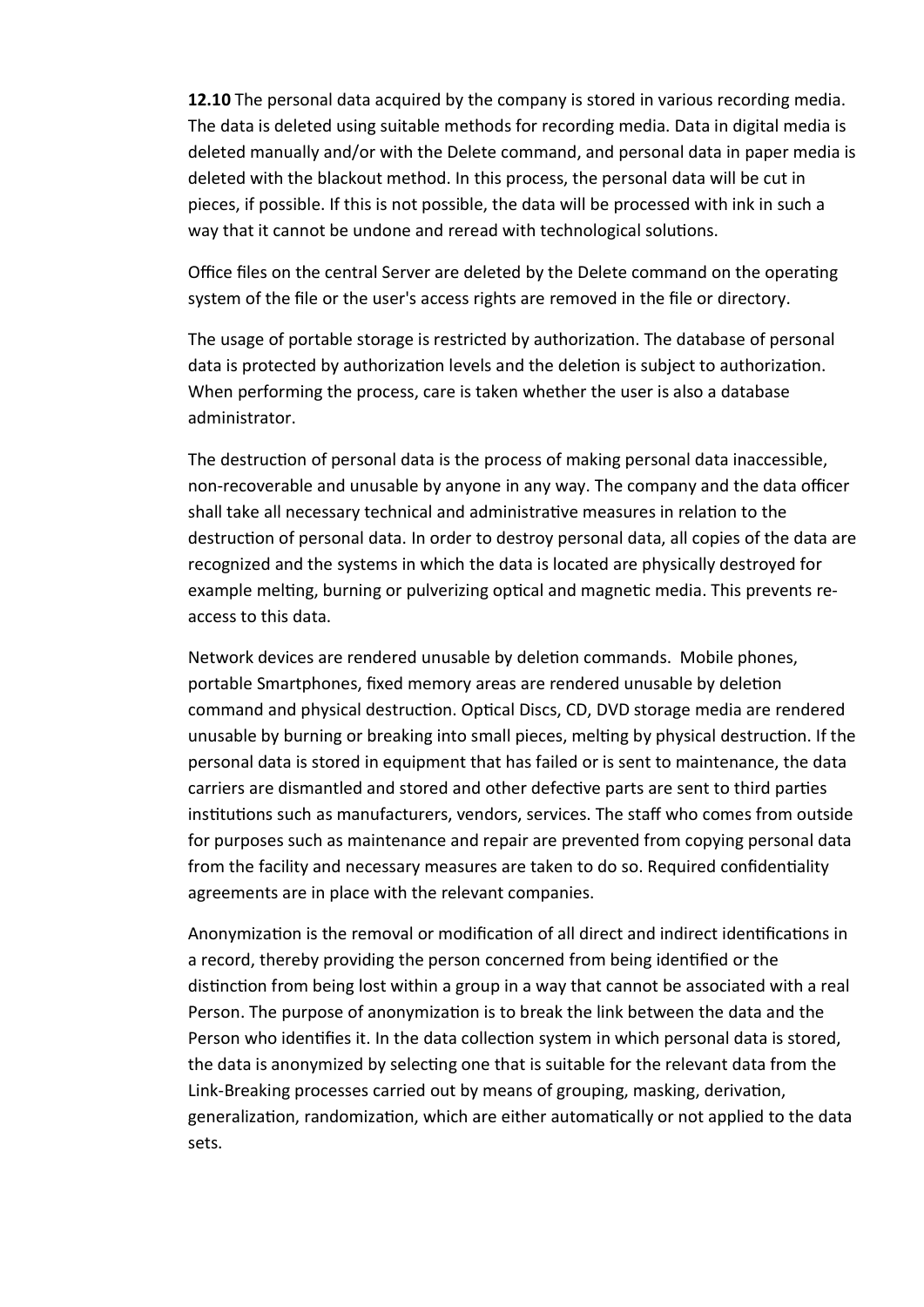**12.10** The personal data acquired by the company is stored in various recording media. The data is deleted using suitable methods for recording media. Data in digital media is deleted manually and/or with the Delete command, and personal data in paper media is deleted with the blackout method. In this process, the personal data will be cut in pieces, if possible. If this is not possible, the data will be processed with ink in such a way that it cannot be undone and reread with technological solutions.

Office files on the central Server are deleted by the Delete command on the operating system of the file or the user's access rights are removed in the file or directory.

The usage of portable storage is restricted by authorization. The database of personal data is protected by authorization levels and the deletion is subject to authorization. When performing the process, care is taken whether the user is also a database administrator.

The destruction of personal data is the process of making personal data inaccessible, non-recoverable and unusable by anyone in any way. The company and the data officer shall take all necessary technical and administrative measures in relation to the destruction of personal data. In order to destroy personal data, all copies of the data are recognized and the systems in which the data is located are physically destroyed for example melting, burning or pulverizing optical and magnetic media. This prevents re-access to this data.

Network devices are rendered unusable by deletion commands.  Mobile phones, portable Smartphones, fixed memory areas are rendered unusable by deletion command and physical destruction. Optical Discs, CD, DVD storage media are rendered unusable by burning or breaking into small pieces, melting by physical destruction. If the personal data is stored in equipment that has failed or is sent to maintenance, the data carriers are dismantled and stored and other defective parts are sent to third parties institutions such as manufacturers, vendors, services. The staff who comes from outside for purposes such as maintenance and repair are prevented from copying personal data from the facility and necessary measures are taken to do so. Required confidentiality agreements are in place with the relevant companies.

Anonymization is the removal or modification of all direct and indirect identifications in a record, thereby providing the person concerned from being identified or the distinction from being lost within a group in a way that cannot be associated with a real Person. The purpose of anonymization is to break the link between the data and the Person who identifies it. In the data collection system in which personal data is stored, the data is anonymized by selecting one that is suitable for the relevant data from the Link-Breaking processes carried out by means of grouping, masking, derivation, generalization, randomization, which are either automatically or not applied to the data sets.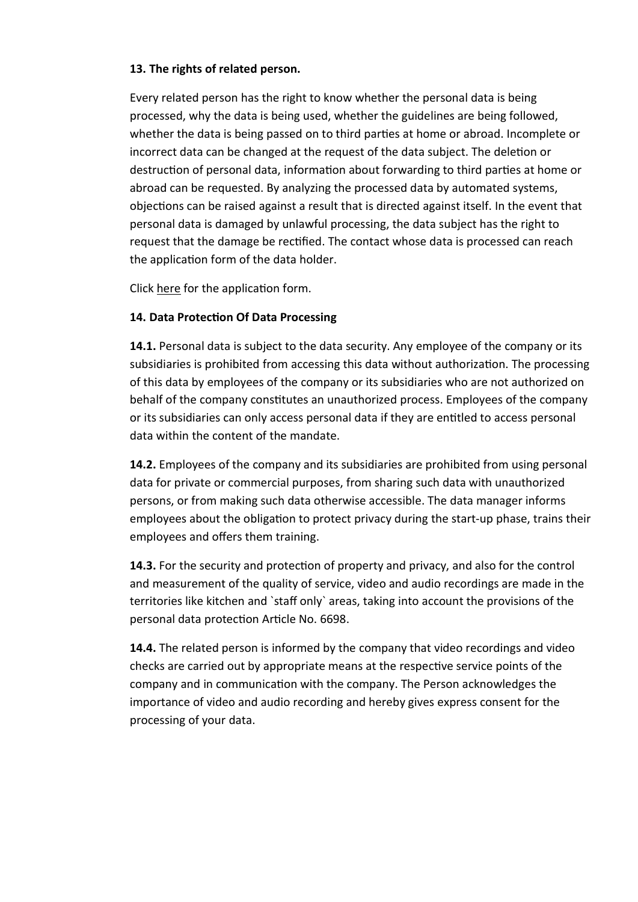**13. The rights of related person.**

Every related person has the right to know whether the personal data is being processed, why the data is being used, whether the guidelines are being followed, whether the data is being passed on to third parties at home or abroad. Incomplete or incorrect data can be changed at the request of the data subject. The deletion or destruction of personal data, information about forwarding to third parties at home or abroad can be requested. By analyzing the processed data by automated systems, objections can be raised against a result that is directed against itself. In the event that personal data is damaged by unlawful processing, the data subject has the right to request that the damage be rectified. The contact whose data is processed can reach the application form of the data holder.

Click here for the application form.

**14. Data Protection Of Data Processing**

**14.1.** Personal data is subject to the data security. Any employee of the company or its subsidiaries is prohibited from accessing this data without authorization. The processing of this data by employees of the company or its subsidiaries who are not authorized on behalf of the company constitutes an unauthorized process. Employees of the company or its subsidiaries can only access personal data if they are entitled to access personal data within the content of the mandate.

**14.2.** Employees of the company and its subsidiaries are prohibited from using personal data for private or commercial purposes, from sharing such data with unauthorized persons, or from making such data otherwise accessible. The data manager informs employees about the obligation to protect privacy during the start-up phase, trains their employees and offers them training.

**14.3.** For the security and protection of property and privacy, and also for the control and measurement of the quality of service, video and audio recordings are made in the territories like kitchen and `staff only` areas, taking into account the provisions of the personal data protection Article No. 6698.

**14.4.** The related person is informed by the company that video recordings and video checks are carried out by appropriate means at the respective service points of the company and in communication with the company. The Person acknowledges the importance of video and audio recording and hereby gives express consent for the processing of your data.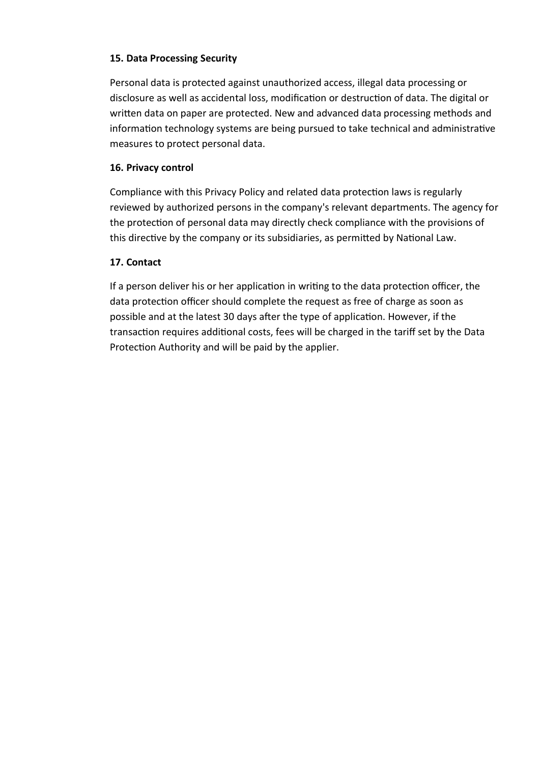**15. Data Processing Security**

Personal data is protected against unauthorized access, illegal data processing or disclosure as well as accidental loss, modification or destruction of data. The digital or written data on paper are protected. New and advanced data processing methods and information technology systems are being pursued to take technical and administrative measures to protect personal data.

**16. Privacy control**

Compliance with this Privacy Policy and related data protection laws is regularly reviewed by authorized persons in the company's relevant departments. The agency for the protection of personal data may directly check compliance with the provisions of this directive by the company or its subsidiaries, as permitted by National Law.

**17. Contact**

If a person deliver his or her application in writing to the data protection officer, the data protection officer should complete the request as free of charge as soon as possible and at the latest 30 days after the type of application. However, if the transaction requires additional costs, fees will be charged in the tariff set by the Data Protection Authority and will be paid by the applier.